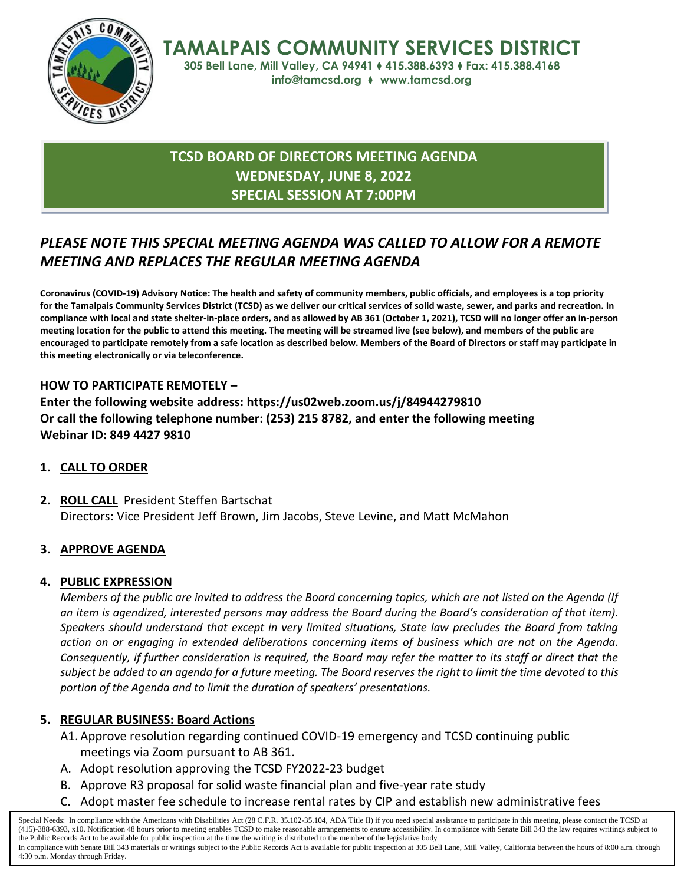# TAMALPAIS COMMUNITY SERVICES DISTRICT

**305 Bell Lane, Mill Valley, CA 94941 ♦ 415.388.6393 ♦ Fax: 415.388.4168**
**info@tamcsd.org ♦ www.tamcsd.org**

## TCSD BOARD OF DIRECTORS MEETING AGENDA
## WEDNESDAY, JUNE 8, 2022
## SPECIAL SESSION AT 7:00PM

## *PLEASE NOTE THIS SPECIAL MEETING AGENDA WAS CALLED TO ALLOW FOR A REMOTE MEETING AND REPLACES THE REGULAR MEETING AGENDA*

**Coronavirus (COVID-19) Advisory Notice: The health and safety of community members, public officials, and employees is a top priority for the Tamalpais Community Services District (TCSD) as we deliver our critical services of solid waste, sewer, and parks and recreation. In compliance with local and state shelter-in-place orders, and as allowed by AB 361 (October 1, 2021), TCSD will no longer offer an in-person meeting location for the public to attend this meeting. The meeting will be streamed live (see below), and members of the public are encouraged to participate remotely from a safe location as described below. Members of the Board of Directors or staff may participate in this meeting electronically or via teleconference.**

**HOW TO PARTICIPATE REMOTELY –**

**Enter the following website address: https://us02web.zoom.us/j/84944279810**
**Or call the following telephone number: (253) 215 8782, and enter the following meeting Webinar ID: 849 4427 9810**

1. **CALL TO ORDER**

2. **ROLL CALL** President Steffen Bartschat
   Directors: Vice President Jeff Brown, Jim Jacobs, Steve Levine, and Matt McMahon

3. **APPROVE AGENDA**

4. **PUBLIC EXPRESSION**
   *Members of the public are invited to address the Board concerning topics, which are not listed on the Agenda (If an item is agendized, interested persons may address the Board during the Board's consideration of that item). Speakers should understand that except in very limited situations, State law precludes the Board from taking action on or engaging in extended deliberations concerning items of business which are not on the Agenda. Consequently, if further consideration is required, the Board may refer the matter to its staff or direct that the subject be added to an agenda for a future meeting. The Board reserves the right to limit the time devoted to this portion of the Agenda and to limit the duration of speakers' presentations.*

5. **REGULAR BUSINESS: Board Actions**
   - A1. Approve resolution regarding continued COVID-19 emergency and TCSD continuing public meetings via Zoom pursuant to AB 361.
   - A. Adopt resolution approving the TCSD FY2022-23 budget
   - B. Approve R3 proposal for solid waste financial plan and five-year rate study
   - C. Adopt master fee schedule to increase rental rates by CIP and establish new administrative fees

Special Needs: In compliance with the Americans with Disabilities Act (28 C.F.R. 35.102-35.104, ADA Title II) if you need special assistance to participate in this meeting, please contact the TCSD at (415)-388-6393, x10. Notification 48 hours prior to meeting enables TCSD to make reasonable arrangements to ensure accessibility. In compliance with Senate Bill 343 the law requires writings subject to the Public Records Act to be available for public inspection at the time the writing is distributed to the member of the legislative body
In compliance with Senate Bill 343 materials or writings subject to the Public Records Act is available for public inspection at 305 Bell Lane, Mill Valley, California between the hours of 8:00 a.m. through 4:30 p.m. Monday through Friday.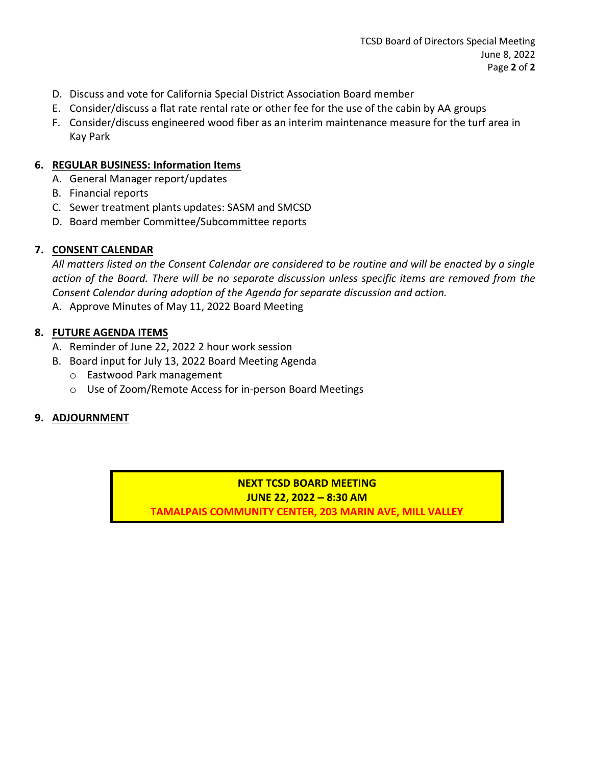D. Discuss and vote for California Special District Association Board member
E. Consider/discuss a flat rate rental rate or other fee for the use of the cabin by AA groups
F. Consider/discuss engineered wood fiber as an interim maintenance measure for the turf area in Kay Park

## 6. REGULAR BUSINESS: Information Items

A. General Manager report/updates
B. Financial reports
C. Sewer treatment plants updates: SASM and SMCSD
D. Board member Committee/Subcommittee reports

## 7. CONSENT CALENDAR

*All matters listed on the Consent Calendar are considered to be routine and will be enacted by a single action of the Board. There will be no separate discussion unless specific items are removed from the Consent Calendar during adoption of the Agenda for separate discussion and action.*

A. Approve Minutes of May 11, 2022 Board Meeting

## 8. FUTURE AGENDA ITEMS

A. Reminder of June 22, 2022 2 hour work session
B. Board input for July 13, 2022 Board Meeting Agenda
   - Eastwood Park management
   - Use of Zoom/Remote Access for in-person Board Meetings

## 9. ADJOURNMENT

**NEXT TCSD BOARD MEETING**
**JUNE 22, 2022 – 8:30 AM**
**TAMALPAIS COMMUNITY CENTER, 203 MARIN AVE, MILL VALLEY**